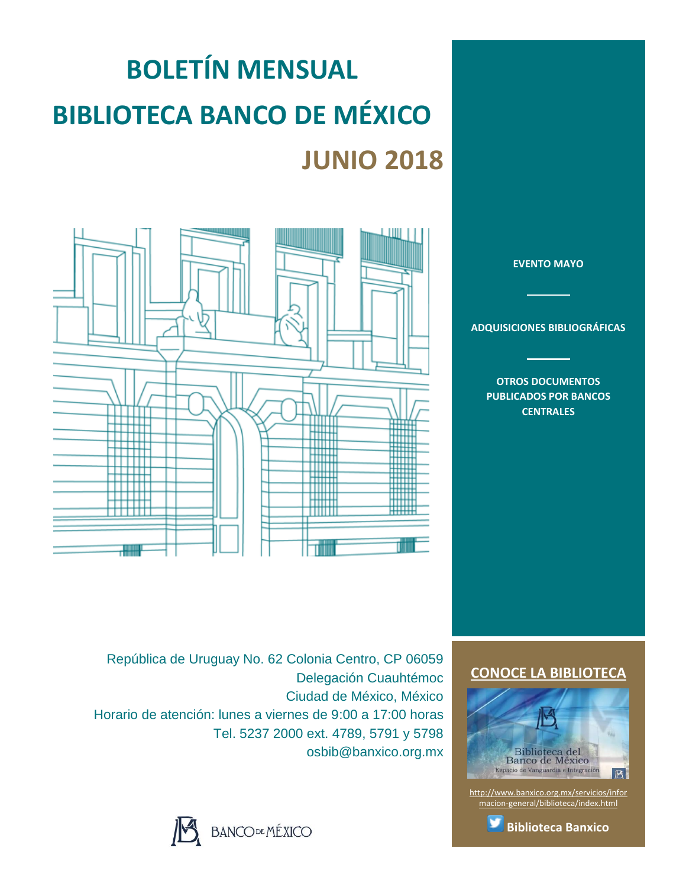# BOLETÍN MENSUAL

# BIBLIOTECA BANCO DE MÉXICO

## JUNIO 2018

**EVENTO MAYO**

**ADQUISICIONES BIBLIOGRÁFICAS**

**OTROS DOCUMENTOS PUBLICADOS POR BANCOS CENTRALES**

República de Uruguay No. 62 Colonia Centro, CP 06059
Delegación Cuauhtémoc
Ciudad de México, México
Horario de atención: lunes a viernes de 9:00 a 17:00 horas
Tel. 5237 2000 ext. 4789, 5791 y 5798
osbib@banxico.org.mx

**CONOCE LA BIBLIOTECA**

Biblioteca del Banco de México
Espacio de Vanguardia e Integración

http://www.banxico.org.mx/servicios/informacion-general/biblioteca/index.html

**Biblioteca Banxico**

BANCO DE MÉXICO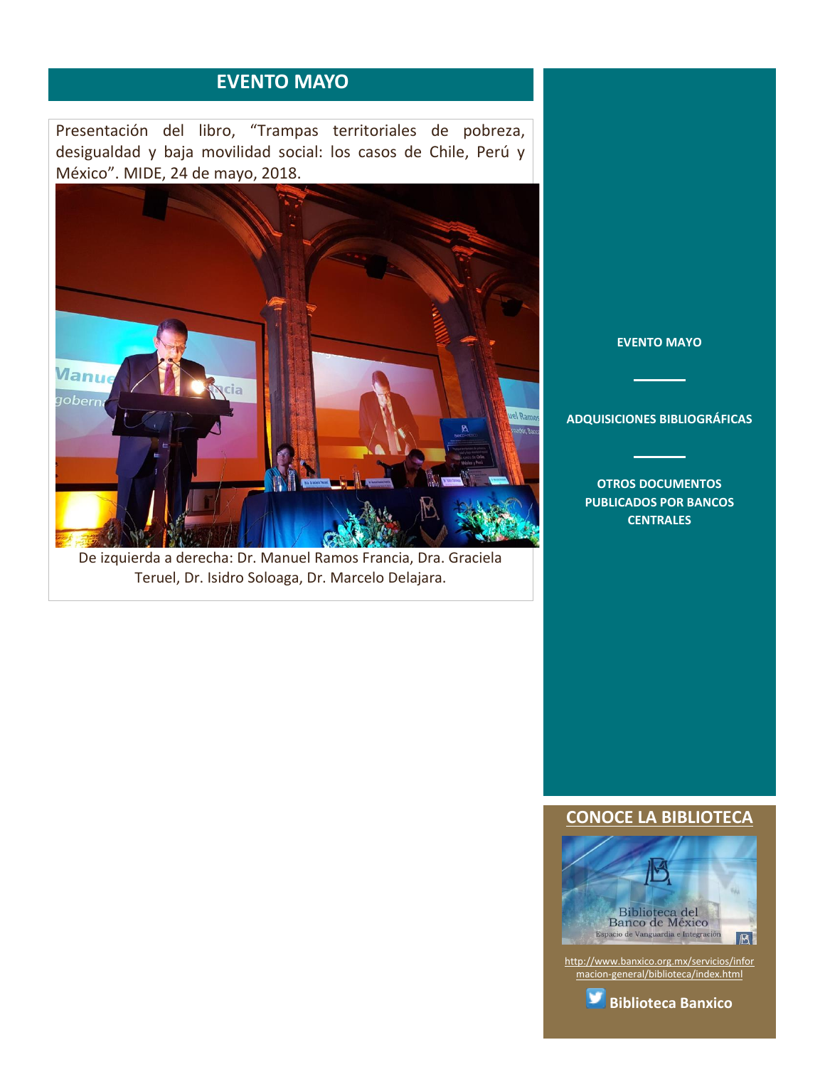# EVENTO MAYO

Presentación del libro, “Trampas territoriales de pobreza, desigualdad y baja movilidad social: los casos de Chile, Perú y México”. MIDE, 24 de mayo, 2018.

De izquierda a derecha: Dr. Manuel Ramos Francia, Dra. Graciela Teruel, Dr. Isidro Soloaga, Dr. Marcelo Delajara.

**EVENTO MAYO**

**ADQUISICIONES BIBLIOGRÁFICAS**

**OTROS DOCUMENTOS PUBLICADOS POR BANCOS CENTRALES**

## CONOCE LA BIBLIOTECA

Biblioteca del Banco de México

Espacio de Vanguardia e Integración

http://www.banxico.org.mx/servicios/informacion-general/biblioteca/index.html

**Biblioteca Banxico**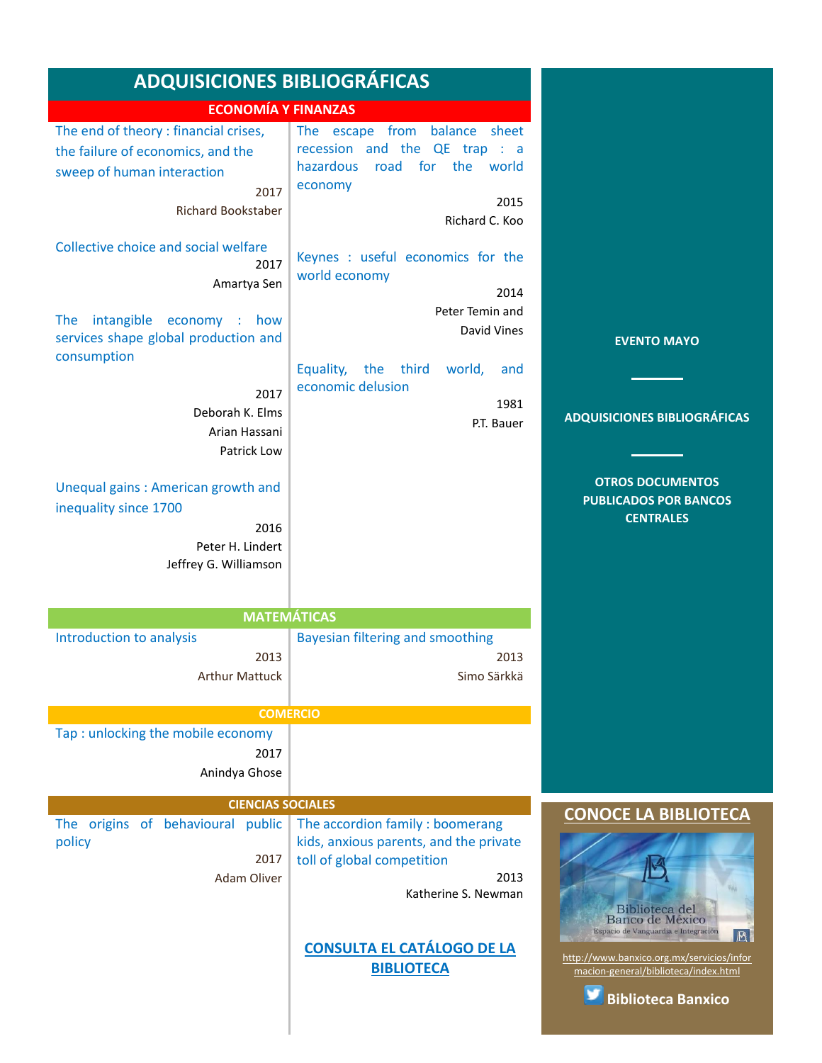# ADQUISICIONES BIBLIOGRÁFICAS

## ECONOMÍA Y FINANZAS

The end of theory : financial crises, the failure of economics, and the sweep of human interaction
2017
Richard Bookstaber

Collective choice and social welfare
2017
Amartya Sen

The intangible economy : how services shape global production and consumption
2017
Deborah K. Elms
Arian Hassani
Patrick Low

Unequal gains : American growth and inequality since 1700
2016
Peter H. Lindert
Jeffrey G. Williamson

The escape from balance sheet recession and the QE trap : a hazardous road for the world economy
2015
Richard C. Koo

Keynes : useful economics for the world economy
2014
Peter Temin and
David Vines

Equality, the third world, and economic delusion
1981
P.T. Bauer

## MATEMÁTICAS

Introduction to analysis
2013
Arthur Mattuck

Bayesian filtering and smoothing
2013
Simo Särkkä

## COMERCIO

Tap : unlocking the mobile economy
2017
Anindya Ghose

## CIENCIAS SOCIALES

The origins of behavioural public policy
2017
Adam Oliver

The accordion family : boomerang kids, anxious parents, and the private toll of global competition
2013
Katherine S. Newman

**CONSULTA EL CATÁLOGO DE LA BIBLIOTECA**

**EVENTO MAYO**

**ADQUISICIONES BIBLIOGRÁFICAS**

**OTROS DOCUMENTOS PUBLICADOS POR BANCOS CENTRALES**

## CONOCE LA BIBLIOTECA

Biblioteca del Banco de México
Espacio de Vanguardia e Integración

http://www.banxico.org.mx/servicios/informacion-general/biblioteca/index.html

**Biblioteca Banxico**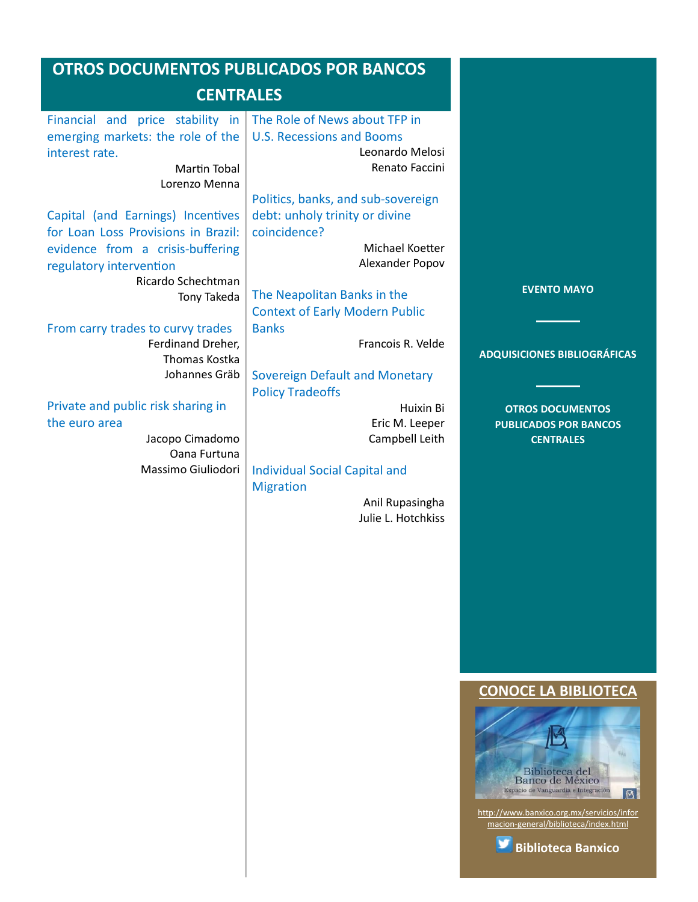# OTROS DOCUMENTOS PUBLICADOS POR BANCOS CENTRALES

Financial and price stability in emerging markets: the role of the interest rate.

Martin Tobal
Lorenzo Menna

Capital (and Earnings) Incentives for Loan Loss Provisions in Brazil: evidence from a crisis-buffering regulatory intervention

Ricardo Schechtman
Tony Takeda

From carry trades to curvy trades

Ferdinand Dreher,
Thomas Kostka
Johannes Gräb

Private and public risk sharing in the euro area

Jacopo Cimadomo
Oana Furtuna
Massimo Giuliodori

The Role of News about TFP in U.S. Recessions and Booms

Leonardo Melosi
Renato Faccini

Politics, banks, and sub-sovereign debt: unholy trinity or divine coincidence?

Michael Koetter
Alexander Popov

The Neapolitan Banks in the Context of Early Modern Public Banks

Francois R. Velde

Sovereign Default and Monetary Policy Tradeoffs

Huixin Bi
Eric M. Leeper
Campbell Leith

Individual Social Capital and Migration

Anil Rupasingha
Julie L. Hotchkiss

**EVENTO MAYO**

**ADQUISICIONES BIBLIOGRÁFICAS**

**OTROS DOCUMENTOS PUBLICADOS POR BANCOS CENTRALES**

## CONOCE LA BIBLIOTECA

Biblioteca del Banco de México
Espacio de Vanguardia e Integración

http://www.banxico.org.mx/servicios/informacion-general/biblioteca/index.html

**Biblioteca Banxico**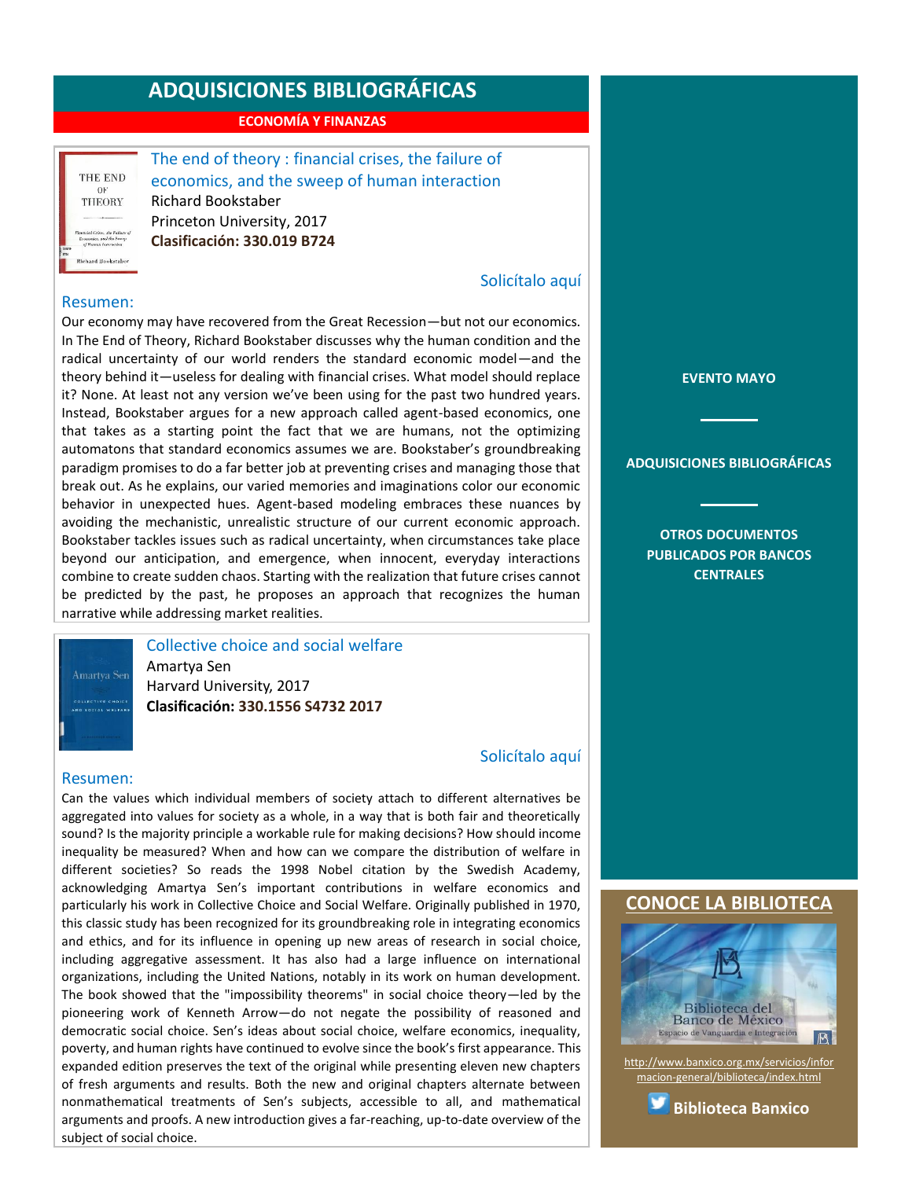# ADQUISICIONES BIBLIOGRÁFICAS

**ECONOMÍA Y FINANZAS**

The end of theory : financial crises, the failure of economics, and the sweep of human interaction
Richard Bookstaber
Princeton University, 2017
**Clasificación: 330.019 B724**

Solicítalo aquí

### Resumen:

Our economy may have recovered from the Great Recession—but not our economics. In The End of Theory, Richard Bookstaber discusses why the human condition and the radical uncertainty of our world renders the standard economic model—and the theory behind it—useless for dealing with financial crises. What model should replace it? None. At least not any version we've been using for the past two hundred years. Instead, Bookstaber argues for a new approach called agent-based economics, one that takes as a starting point the fact that we are humans, not the optimizing automatons that standard economics assumes we are. Bookstaber's groundbreaking paradigm promises to do a far better job at preventing crises and managing those that break out. As he explains, our varied memories and imaginations color our economic behavior in unexpected hues. Agent-based modeling embraces these nuances by avoiding the mechanistic, unrealistic structure of our current economic approach. Bookstaber tackles issues such as radical uncertainty, when circumstances take place beyond our anticipation, and emergence, when innocent, everyday interactions combine to create sudden chaos. Starting with the realization that future crises cannot be predicted by the past, he proposes an approach that recognizes the human narrative while addressing market realities.

Collective choice and social welfare
Amartya Sen
Harvard University, 2017
**Clasificación: 330.1556 S4732 2017**

Solicítalo aquí

### Resumen:

Can the values which individual members of society attach to different alternatives be aggregated into values for society as a whole, in a way that is both fair and theoretically sound? Is the majority principle a workable rule for making decisions? How should income inequality be measured? When and how can we compare the distribution of welfare in different societies? So reads the 1998 Nobel citation by the Swedish Academy, acknowledging Amartya Sen's important contributions in welfare economics and particularly his work in Collective Choice and Social Welfare. Originally published in 1970, this classic study has been recognized for its groundbreaking role in integrating economics and ethics, and for its influence in opening up new areas of research in social choice, including aggregative assessment. It has also had a large influence on international organizations, including the United Nations, notably in its work on human development. The book showed that the "impossibility theorems" in social choice theory—led by the pioneering work of Kenneth Arrow—do not negate the possibility of reasoned and democratic social choice. Sen's ideas about social choice, welfare economics, inequality, poverty, and human rights have continued to evolve since the book's first appearance. This expanded edition preserves the text of the original while presenting eleven new chapters of fresh arguments and results. Both the new and original chapters alternate between nonmathematical treatments of Sen's subjects, accessible to all, and mathematical arguments and proofs. A new introduction gives a far-reaching, up-to-date overview of the subject of social choice.

**EVENTO MAYO**

**ADQUISICIONES BIBLIOGRÁFICAS**

**OTROS DOCUMENTOS PUBLICADOS POR BANCOS CENTRALES**

## CONOCE LA BIBLIOTECA

Biblioteca del Banco de México
Espacio de Vanguardia e Integración

http://www.banxico.org.mx/servicios/informacion-general/biblioteca/index.html

**Biblioteca Banxico**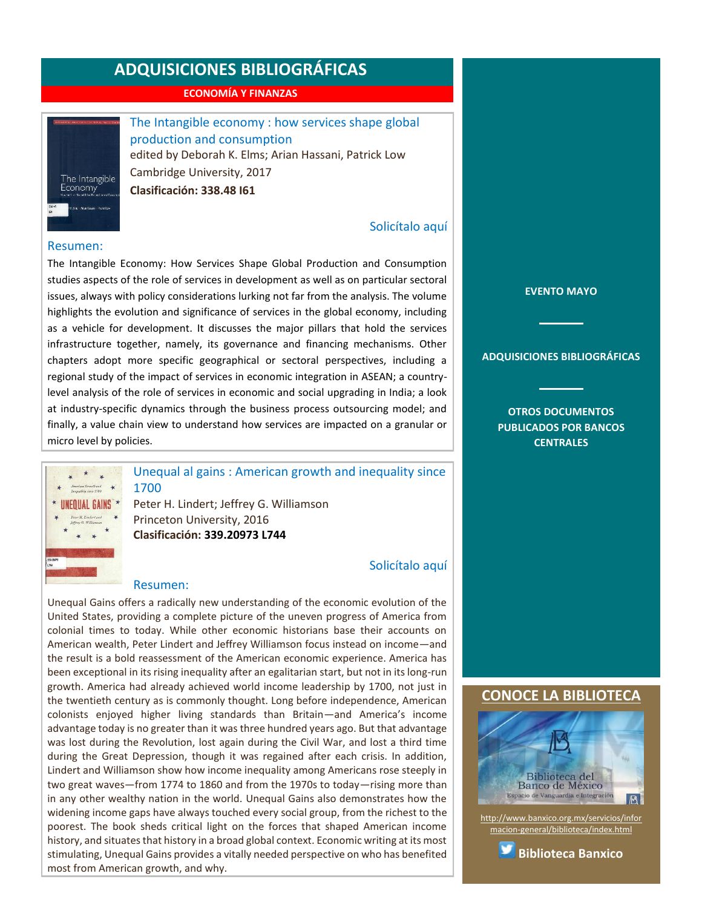# ADQUISICIONES BIBLIOGRÁFICAS

## ECONOMÍA Y FINANZAS

### The Intangible economy : how services shape global production and consumption

edited by Deborah K. Elms; Arian Hassani, Patrick Low

Cambridge University, 2017

**Clasificación: 338.48 I61**

Solicítalo aquí

**Resumen:**

The Intangible Economy: How Services Shape Global Production and Consumption studies aspects of the role of services in development as well as on particular sectoral issues, always with policy considerations lurking not far from the analysis. The volume highlights the evolution and significance of services in the global economy, including as a vehicle for development. It discusses the major pillars that hold the services infrastructure together, namely, its governance and financing mechanisms. Other chapters adopt more specific geographical or sectoral perspectives, including a regional study of the impact of services in economic integration in ASEAN; a country-level analysis of the role of services in economic and social upgrading in India; a look at industry-specific dynamics through the business process outsourcing model; and finally, a value chain view to understand how services are impacted on a granular or micro level by policies.

### Unequal al gains : American growth and inequality since 1700

Peter H. Lindert; Jeffrey G. Williamson

Princeton University, 2016

**Clasificación: 339.20973 L744**

Solicítalo aquí

**Resumen:**

Unequal Gains offers a radically new understanding of the economic evolution of the United States, providing a complete picture of the uneven progress of America from colonial times to today. While other economic historians base their accounts on American wealth, Peter Lindert and Jeffrey Williamson focus instead on income—and the result is a bold reassessment of the American economic experience. America has been exceptional in its rising inequality after an egalitarian start, but not in its long-run growth. America had already achieved world income leadership by 1700, not just in the twentieth century as is commonly thought. Long before independence, American colonists enjoyed higher living standards than Britain—and America's income advantage today is no greater than it was three hundred years ago. But that advantage was lost during the Revolution, lost again during the Civil War, and lost a third time during the Great Depression, though it was regained after each crisis. In addition, Lindert and Williamson show how income inequality among Americans rose steeply in two great waves—from 1774 to 1860 and from the 1970s to today—rising more than in any other wealthy nation in the world. Unequal Gains also demonstrates how the widening income gaps have always touched every social group, from the richest to the poorest. The book sheds critical light on the forces that shaped American income history, and situates that history in a broad global context. Economic writing at its most stimulating, Unequal Gains provides a vitally needed perspective on who has benefited most from American growth, and why.

---

EVENTO MAYO

ADQUISICIONES BIBLIOGRÁFICAS

OTROS DOCUMENTOS PUBLICADOS POR BANCOS CENTRALES

## CONOCE LA BIBLIOTECA

Biblioteca del Banco de México
Espacio de Vanguardia e Integración

http://www.banxico.org.mx/servicios/informacion-general/biblioteca/index.html

Biblioteca Banxico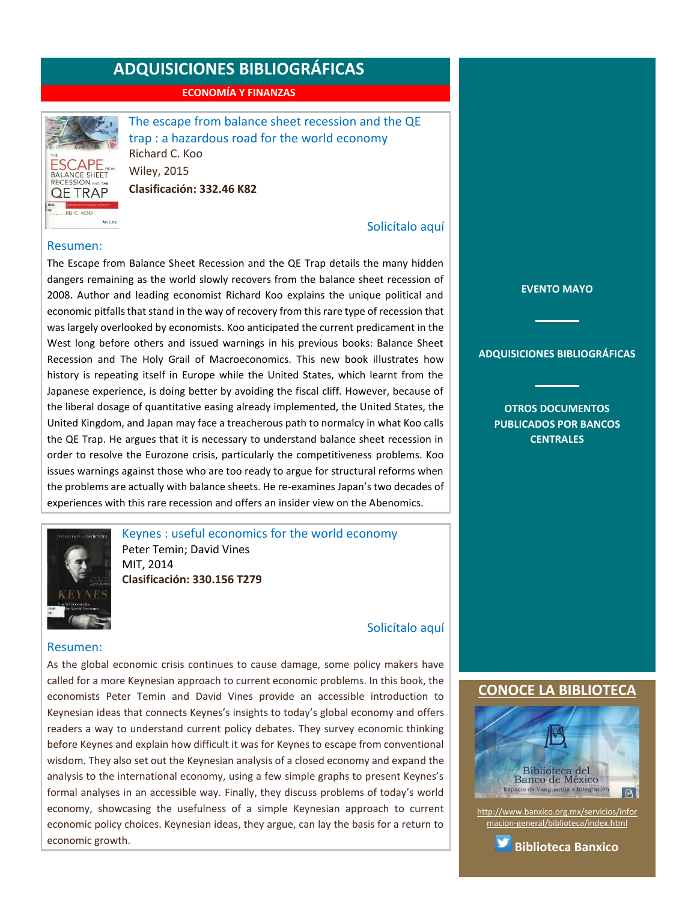# ADQUISICIONES BIBLIOGRÁFICAS

## ECONOMÍA Y FINANZAS

### The escape from balance sheet recession and the QE trap : a hazardous road for the world economy

Richard C. Koo

Wiley, 2015

**Clasificación: 332.46 K82**

Solicítalo aquí

**Resumen:**

The Escape from Balance Sheet Recession and the QE Trap details the many hidden dangers remaining as the world slowly recovers from the balance sheet recession of 2008. Author and leading economist Richard Koo explains the unique political and economic pitfalls that stand in the way of recovery from this rare type of recession that was largely overlooked by economists. Koo anticipated the current predicament in the West long before others and issued warnings in his previous books: Balance Sheet Recession and The Holy Grail of Macroeconomics. This new book illustrates how history is repeating itself in Europe while the United States, which learnt from the Japanese experience, is doing better by avoiding the fiscal cliff. However, because of the liberal dosage of quantitative easing already implemented, the United States, the United Kingdom, and Japan may face a treacherous path to normalcy in what Koo calls the QE Trap. He argues that it is necessary to understand balance sheet recession in order to resolve the Eurozone crisis, particularly the competitiveness problems. Koo issues warnings against those who are too ready to argue for structural reforms when the problems are actually with balance sheets. He re-examines Japan's two decades of experiences with this rare recession and offers an insider view on the Abenomics.

### Keynes : useful economics for the world economy

Peter Temin; David Vines

MIT, 2014

**Clasificación: 330.156 T279**

Solicítalo aquí

**Resumen:**

As the global economic crisis continues to cause damage, some policy makers have called for a more Keynesian approach to current economic problems. In this book, the economists Peter Temin and David Vines provide an accessible introduction to Keynesian ideas that connects Keynes's insights to today's global economy and offers readers a way to understand current policy debates. They survey economic thinking before Keynes and explain how difficult it was for Keynes to escape from conventional wisdom. They also set out the Keynesian analysis of a closed economy and expand the analysis to the international economy, using a few simple graphs to present Keynes's formal analyses in an accessible way. Finally, they discuss problems of today's world economy, showcasing the usefulness of a simple Keynesian approach to current economic policy choices. Keynesian ideas, they argue, can lay the basis for a return to economic growth.

---

**EVENTO MAYO**

**ADQUISICIONES BIBLIOGRÁFICAS**

**OTROS DOCUMENTOS PUBLICADOS POR BANCOS CENTRALES**

## CONOCE LA BIBLIOTECA

Biblioteca del Banco de México
Espacio de Vanguardia e Integración

http://www.banxico.org.mx/servicios/informacion-general/biblioteca/index.html

**Biblioteca Banxico**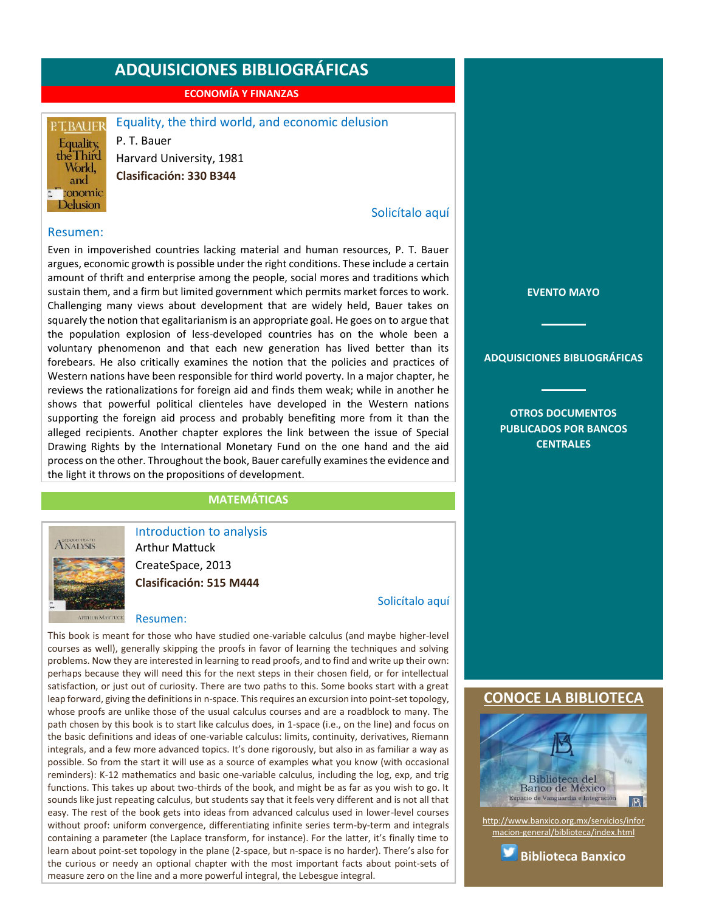# ADQUISICIONES BIBLIOGRÁFICAS

## ECONOMÍA Y FINANZAS

### Equality, the third world, and economic delusion

P. T. Bauer

Harvard University, 1981

**Clasificación: 330 B344**

Solicítalo aquí

**Resumen:**

Even in impoverished countries lacking material and human resources, P. T. Bauer argues, economic growth is possible under the right conditions. These include a certain amount of thrift and enterprise among the people, social mores and traditions which sustain them, and a firm but limited government which permits market forces to work. Challenging many views about development that are widely held, Bauer takes on squarely the notion that egalitarianism is an appropriate goal. He goes on to argue that the population explosion of less-developed countries has on the whole been a voluntary phenomenon and that each new generation has lived better than its forebears. He also critically examines the notion that the policies and practices of Western nations have been responsible for third world poverty. In a major chapter, he reviews the rationalizations for foreign aid and finds them weak; while in another he shows that powerful political clienteles have developed in the Western nations supporting the foreign aid process and probably benefiting more from it than the alleged recipients. Another chapter explores the link between the issue of Special Drawing Rights by the International Monetary Fund on the one hand and the aid process on the other. Throughout the book, Bauer carefully examines the evidence and the light it throws on the propositions of development.

## MATEMÁTICAS

### Introduction to analysis

Arthur Mattuck

CreateSpace, 2013

**Clasificación: 515 M444**

Solicítalo aquí

**Resumen:**

This book is meant for those who have studied one-variable calculus (and maybe higher-level courses as well), generally skipping the proofs in favor of learning the techniques and solving problems. Now they are interested in learning to read proofs, and to find and write up their own: perhaps because they will need this for the next steps in their chosen field, or for intellectual satisfaction, or just out of curiosity. There are two paths to this. Some books start with a great leap forward, giving the definitions in n-space. This requires an excursion into point-set topology, whose proofs are unlike those of the usual calculus courses and are a roadblock to many. The path chosen by this book is to start like calculus does, in 1-space (i.e., on the line) and focus on the basic definitions and ideas of one-variable calculus: limits, continuity, derivatives, Riemann integrals, and a few more advanced topics. It's done rigorously, but also in as familiar a way as possible. So from the start it will use as a source of examples what you know (with occasional reminders): K-12 mathematics and basic one-variable calculus, including the log, exp, and trig functions. This takes up about two-thirds of the book, and might be as far as you wish to go. It sounds like just repeating calculus, but students say that it feels very different and is not all that easy. The rest of the book gets into ideas from advanced calculus used in lower-level courses without proof: uniform convergence, differentiating infinite series term-by-term and integrals containing a parameter (the Laplace transform, for instance). For the latter, it's finally time to learn about point-set topology in the plane (2-space, but n-space is no harder). There's also for the curious or needy an optional chapter with the most important facts about point-sets of measure zero on the line and a more powerful integral, the Lebesgue integral.

**EVENTO MAYO**

**ADQUISICIONES BIBLIOGRÁFICAS**

**OTROS DOCUMENTOS PUBLICADOS POR BANCOS CENTRALES**

## CONOCE LA BIBLIOTECA

Biblioteca del Banco de México

Espacio de Vanguardia e Integración

http://www.banxico.org.mx/servicios/informacion-general/biblioteca/index.html

**Biblioteca Banxico**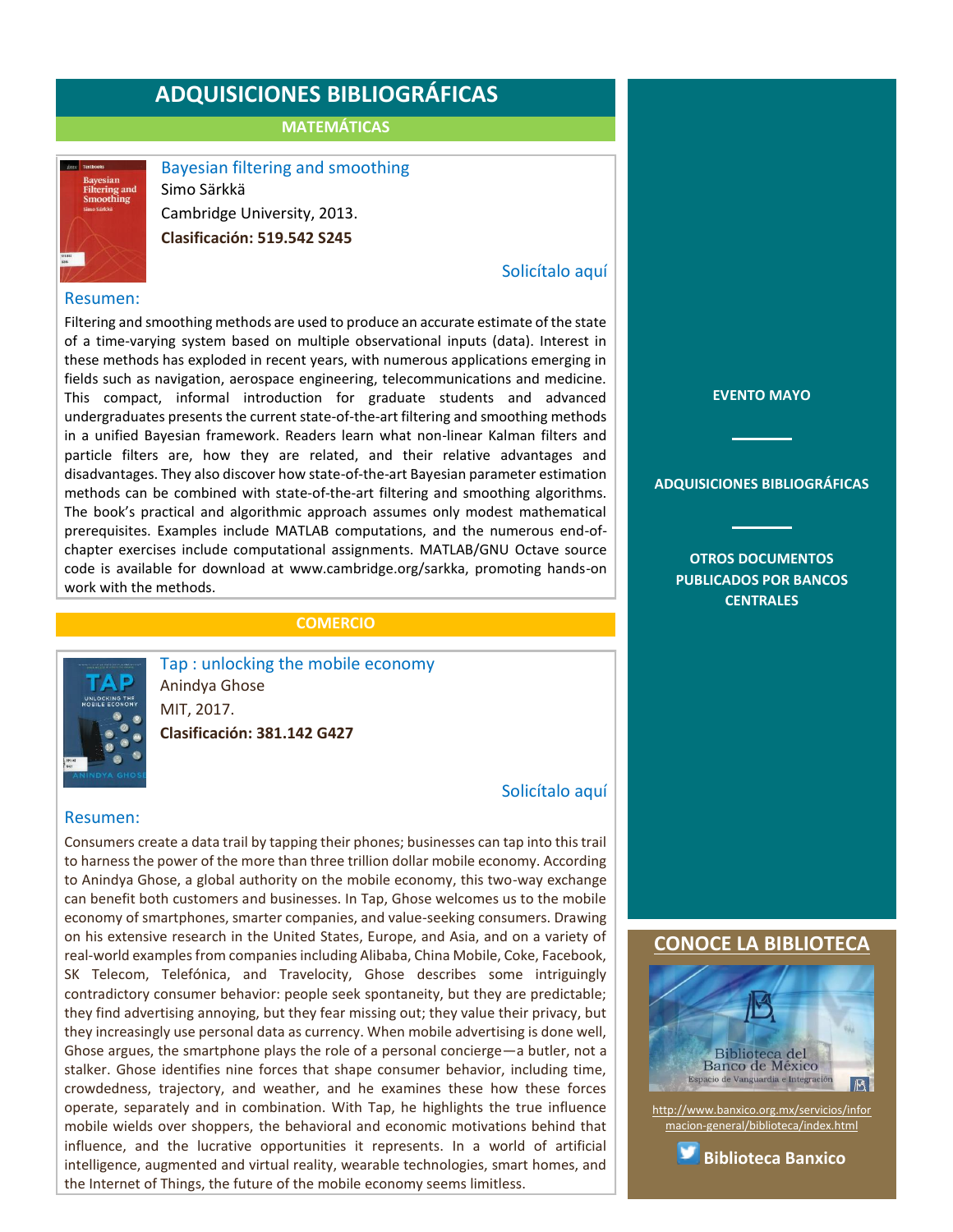# ADQUISICIONES BIBLIOGRÁFICAS

## MATEMÁTICAS

### Bayesian filtering and smoothing

Simo Särkkä

Cambridge University, 2013.

**Clasificación: 519.542 S245**

Solicítalo aquí

Resumen:

Filtering and smoothing methods are used to produce an accurate estimate of the state of a time-varying system based on multiple observational inputs (data). Interest in these methods has exploded in recent years, with numerous applications emerging in fields such as navigation, aerospace engineering, telecommunications and medicine. This compact, informal introduction for graduate students and advanced undergraduates presents the current state-of-the-art filtering and smoothing methods in a unified Bayesian framework. Readers learn what non-linear Kalman filters and particle filters are, how they are related, and their relative advantages and disadvantages. They also discover how state-of-the-art Bayesian parameter estimation methods can be combined with state-of-the-art filtering and smoothing algorithms. The book's practical and algorithmic approach assumes only modest mathematical prerequisites. Examples include MATLAB computations, and the numerous end-of-chapter exercises include computational assignments. MATLAB/GNU Octave source code is available for download at www.cambridge.org/sarkka, promoting hands-on work with the methods.

## COMERCIO

### Tap : unlocking the mobile economy

Anindya Ghose

MIT, 2017.

**Clasificación: 381.142 G427**

Solicítalo aquí

Resumen:

Consumers create a data trail by tapping their phones; businesses can tap into this trail to harness the power of the more than three trillion dollar mobile economy. According to Anindya Ghose, a global authority on the mobile economy, this two-way exchange can benefit both customers and businesses. In Tap, Ghose welcomes us to the mobile economy of smartphones, smarter companies, and value-seeking consumers. Drawing on his extensive research in the United States, Europe, and Asia, and on a variety of real-world examples from companies including Alibaba, China Mobile, Coke, Facebook, SK Telecom, Telefónica, and Travelocity, Ghose describes some intriguingly contradictory consumer behavior: people seek spontaneity, but they are predictable; they find advertising annoying, but they fear missing out; they value their privacy, but they increasingly use personal data as currency. When mobile advertising is done well, Ghose argues, the smartphone plays the role of a personal concierge—a butler, not a stalker. Ghose identifies nine forces that shape consumer behavior, including time, crowdedness, trajectory, and weather, and he examines these how these forces operate, separately and in combination. With Tap, he highlights the true influence mobile wields over shoppers, the behavioral and economic motivations behind that influence, and the lucrative opportunities it represents. In a world of artificial intelligence, augmented and virtual reality, wearable technologies, smart homes, and the Internet of Things, the future of the mobile economy seems limitless.

EVENTO MAYO

ADQUISICIONES BIBLIOGRÁFICAS

OTROS DOCUMENTOS PUBLICADOS POR BANCOS CENTRALES

## CONOCE LA BIBLIOTECA

Biblioteca del Banco de México
Espacio de Vanguardia e Integración

http://www.banxico.org.mx/servicios/informacion-general/biblioteca/index.html

Biblioteca Banxico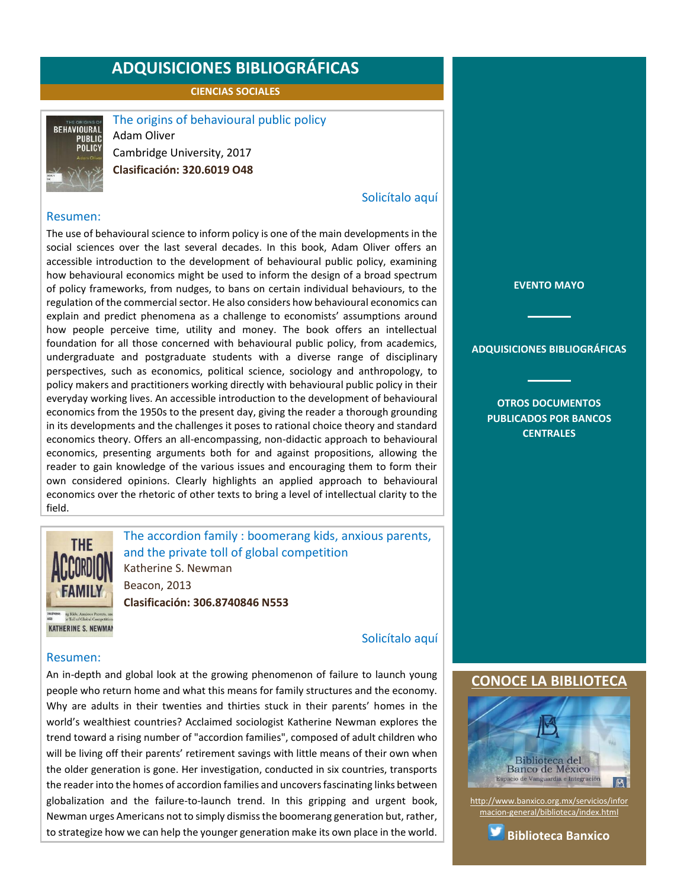# ADQUISICIONES BIBLIOGRÁFICAS

**CIENCIAS SOCIALES**

The origins of behavioural public policy
Adam Oliver
Cambridge University, 2017
**Clasificación: 320.6019 O48**

Solicítalo aquí

### Resumen:

The use of behavioural science to inform policy is one of the main developments in the social sciences over the last several decades. In this book, Adam Oliver offers an accessible introduction to the development of behavioural public policy, examining how behavioural economics might be used to inform the design of a broad spectrum of policy frameworks, from nudges, to bans on certain individual behaviours, to the regulation of the commercial sector. He also considers how behavioural economics can explain and predict phenomena as a challenge to economists' assumptions around how people perceive time, utility and money. The book offers an intellectual foundation for all those concerned with behavioural public policy, from academics, undergraduate and postgraduate students with a diverse range of disciplinary perspectives, such as economics, political science, sociology and anthropology, to policy makers and practitioners working directly with behavioural public policy in their everyday working lives. An accessible introduction to the development of behavioural economics from the 1950s to the present day, giving the reader a thorough grounding in its developments and the challenges it poses to rational choice theory and standard economics theory. Offers an all-encompassing, non-didactic approach to behavioural economics, presenting arguments both for and against propositions, allowing the reader to gain knowledge of the various issues and encouraging them to form their own considered opinions. Clearly highlights an applied approach to behavioural economics over the rhetoric of other texts to bring a level of intellectual clarity to the field.

The accordion family : boomerang kids, anxious parents, and the private toll of global competition
Katherine S. Newman
Beacon, 2013
**Clasificación: 306.8740846 N553**

Solicítalo aquí

### Resumen:

An in-depth and global look at the growing phenomenon of failure to launch young people who return home and what this means for family structures and the economy. Why are adults in their twenties and thirties stuck in their parents' homes in the world's wealthiest countries? Acclaimed sociologist Katherine Newman explores the trend toward a rising number of "accordion families", composed of adult children who will be living off their parents' retirement savings with little means of their own when the older generation is gone. Her investigation, conducted in six countries, transports the reader into the homes of accordion families and uncovers fascinating links between globalization and the failure-to-launch trend. In this gripping and urgent book, Newman urges Americans not to simply dismiss the boomerang generation but, rather, to strategize how we can help the younger generation make its own place in the world.

**EVENTO MAYO**

**ADQUISICIONES BIBLIOGRÁFICAS**

**OTROS DOCUMENTOS PUBLICADOS POR BANCOS CENTRALES**

## CONOCE LA BIBLIOTECA

Biblioteca del Banco de México
Espacio de Vanguardia e Integración

http://www.banxico.org.mx/servicios/informacion-general/biblioteca/index.html

**Biblioteca Banxico**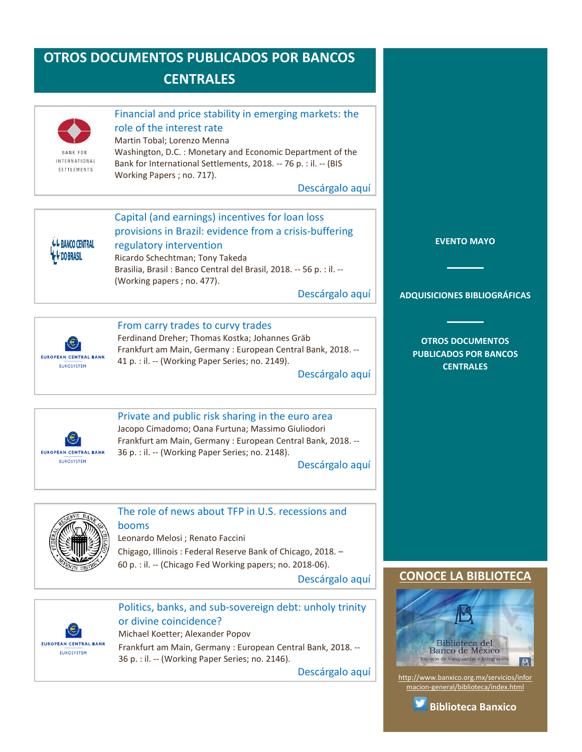# OTROS DOCUMENTOS PUBLICADOS POR BANCOS CENTRALES

BANK FOR INTERNATIONAL SETTLEMENTS

**Financial and price stability in emerging markets: the role of the interest rate**
Martin Tobal; Lorenzo Menna
Washington, D.C. : Monetary and Economic Department of the Bank for International Settlements, 2018. -- 76 p. : il. -- (BIS Working Papers ; no. 717).
Descárgalo aquí

BANCO CENTRAL DO BRASIL

**Capital (and earnings) incentives for loan loss provisions in Brazil: evidence from a crisis-buffering regulatory intervention**
Ricardo Schechtman; Tony Takeda
Brasilia, Brasil : Banco Central del Brasil, 2018. -- 56 p. : il. -- (Working papers ; no. 477).
Descárgalo aquí

EUROPEAN CENTRAL BANK EUROSYSTEM

**From carry trades to curvy trades**
Ferdinand Dreher; Thomas Kostka; Johannes Gräb
Frankfurt am Main, Germany : European Central Bank, 2018. -- 41 p. : il. -- (Working Paper Series; no. 2149).
Descárgalo aquí

EUROPEAN CENTRAL BANK EUROSYSTEM

**Private and public risk sharing in the euro area**
Jacopo Cimadomo; Oana Furtuna; Massimo Giuliodori
Frankfurt am Main, Germany : European Central Bank, 2018. -- 36 p. : il. -- (Working Paper Series; no. 2148).
Descárgalo aquí

FEDERAL RESERVE BANK OF CHICAGO SEVENTH DISTRICT

**The role of news about TFP in U.S. recessions and booms**
Leonardo Melosi ; Renato Faccini
Chigago, Illinois : Federal Reserve Bank of Chicago, 2018. – 60 p. : il. -- (Chicago Fed Working papers; no. 2018-06).
Descárgalo aquí

EUROPEAN CENTRAL BANK EUROSYSTEM

**Politics, banks, and sub-sovereign debt: unholy trinity or divine coincidence?**
Michael Koetter; Alexander Popov
Frankfurt am Main, Germany : European Central Bank, 2018. -- 36 p. : il. -- (Working Paper Series; no. 2146).
Descárgalo aquí

EVENTO MAYO

ADQUISICIONES BIBLIOGRÁFICAS

OTROS DOCUMENTOS PUBLICADOS POR BANCOS CENTRALES

## CONOCE LA BIBLIOTECA

Biblioteca del Banco de México
Espacio de Vanguardia e Integración

http://www.banxico.org.mx/servicios/informacion-general/biblioteca/index.html

Biblioteca Banxico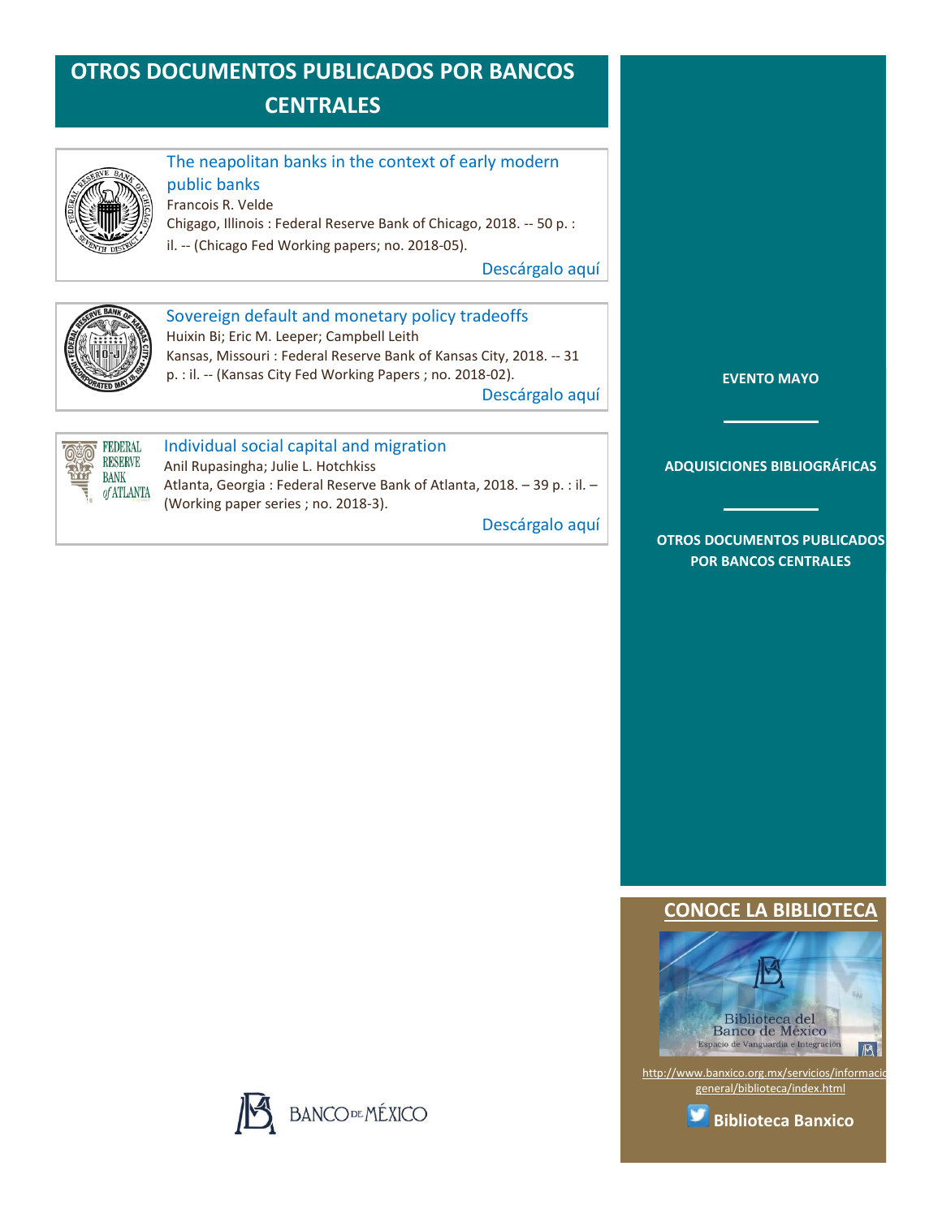## OTROS DOCUMENTOS PUBLICADOS POR BANCOS CENTRALES

**The neapolitan banks in the context of early modern public banks**
Francois R. Velde
Chigago, Illinois : Federal Reserve Bank of Chicago, 2018. -- 50 p. : il. -- (Chicago Fed Working papers; no. 2018-05).
Descárgalo aquí

**Sovereign default and monetary policy tradeoffs**
Huixin Bi; Eric M. Leeper; Campbell Leith
Kansas, Missouri : Federal Reserve Bank of Kansas City, 2018. -- 31 p. : il. -- (Kansas City Fed Working Papers ; no. 2018-02).
Descárgalo aquí

**Individual social capital and migration**
Anil Rupasingha; Julie L. Hotchkiss
Atlanta, Georgia : Federal Reserve Bank of Atlanta, 2018. – 39 p. : il. – (Working paper series ; no. 2018-3).
Descárgalo aquí

EVENTO MAYO

ADQUISICIONES BIBLIOGRÁFICAS

OTROS DOCUMENTOS PUBLICADOS POR BANCOS CENTRALES

## CONOCE LA BIBLIOTECA

http://www.banxico.org.mx/servicios/informacion-general/biblioteca/index.html

Biblioteca Banxico

BANCO DE MÉXICO